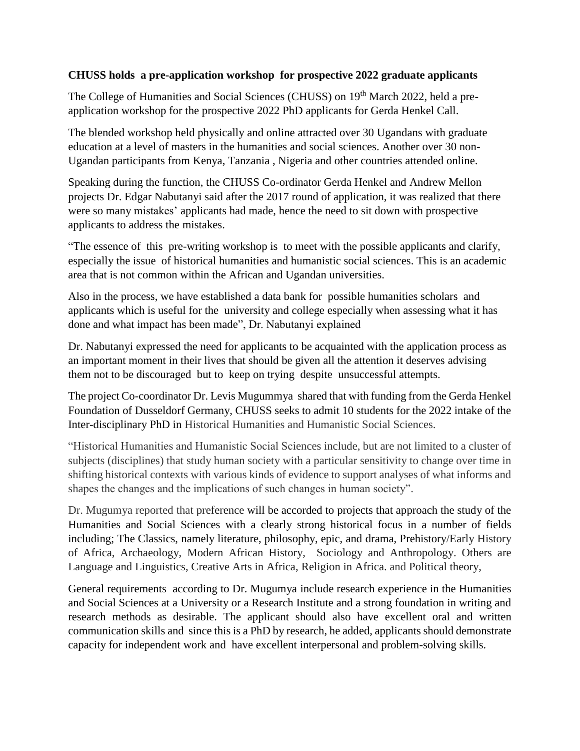**CHUSS holds a pre-application workshop for prospective 2022 graduate applicants**

The College of Humanities and Social Sciences (CHUSS) on 19th March 2022, held a pre-application workshop for the prospective 2022 PhD applicants for Gerda Henkel Call.

The blended workshop held physically and online attracted over 30 Ugandans with graduate education at a level of masters in the humanities and social sciences. Another over 30 non-Ugandan participants from Kenya, Tanzania , Nigeria and other countries attended online.

Speaking during the function, the CHUSS Co-ordinator Gerda Henkel and Andrew Mellon projects Dr. Edgar Nabutanyi said after the 2017 round of application, it was realized that there were so many mistakes' applicants had made, hence the need to sit down with prospective applicants to address the mistakes.

"The essence of this pre-writing workshop is to meet with the possible applicants and clarify, especially the issue of historical humanities and humanistic social sciences. This is an academic area that is not common within the African and Ugandan universities.

Also in the process, we have established a data bank for possible humanities scholars and applicants which is useful for the university and college especially when assessing what it has done and what impact has been made", Dr. Nabutanyi explained

Dr. Nabutanyi expressed the need for applicants to be acquainted with the application process as an important moment in their lives that should be given all the attention it deserves advising them not to be discouraged but to keep on trying despite unsuccessful attempts.

The project Co-coordinator Dr. Levis Mugummya shared that with funding from the Gerda Henkel Foundation of Dusseldorf Germany, CHUSS seeks to admit 10 students for the 2022 intake of the Inter-disciplinary PhD in Historical Humanities and Humanistic Social Sciences.

"Historical Humanities and Humanistic Social Sciences include, but are not limited to a cluster of subjects (disciplines) that study human society with a particular sensitivity to change over time in shifting historical contexts with various kinds of evidence to support analyses of what informs and shapes the changes and the implications of such changes in human society".

Dr. Mugumya reported that preference will be accorded to projects that approach the study of the Humanities and Social Sciences with a clearly strong historical focus in a number of fields including; The Classics, namely literature, philosophy, epic, and drama, Prehistory/Early History of Africa, Archaeology, Modern African History, Sociology and Anthropology. Others are Language and Linguistics, Creative Arts in Africa, Religion in Africa. and Political theory,

General requirements according to Dr. Mugumya include research experience in the Humanities and Social Sciences at a University or a Research Institute and a strong foundation in writing and research methods as desirable. The applicant should also have excellent oral and written communication skills and since this is a PhD by research, he added, applicants should demonstrate capacity for independent work and have excellent interpersonal and problem-solving skills.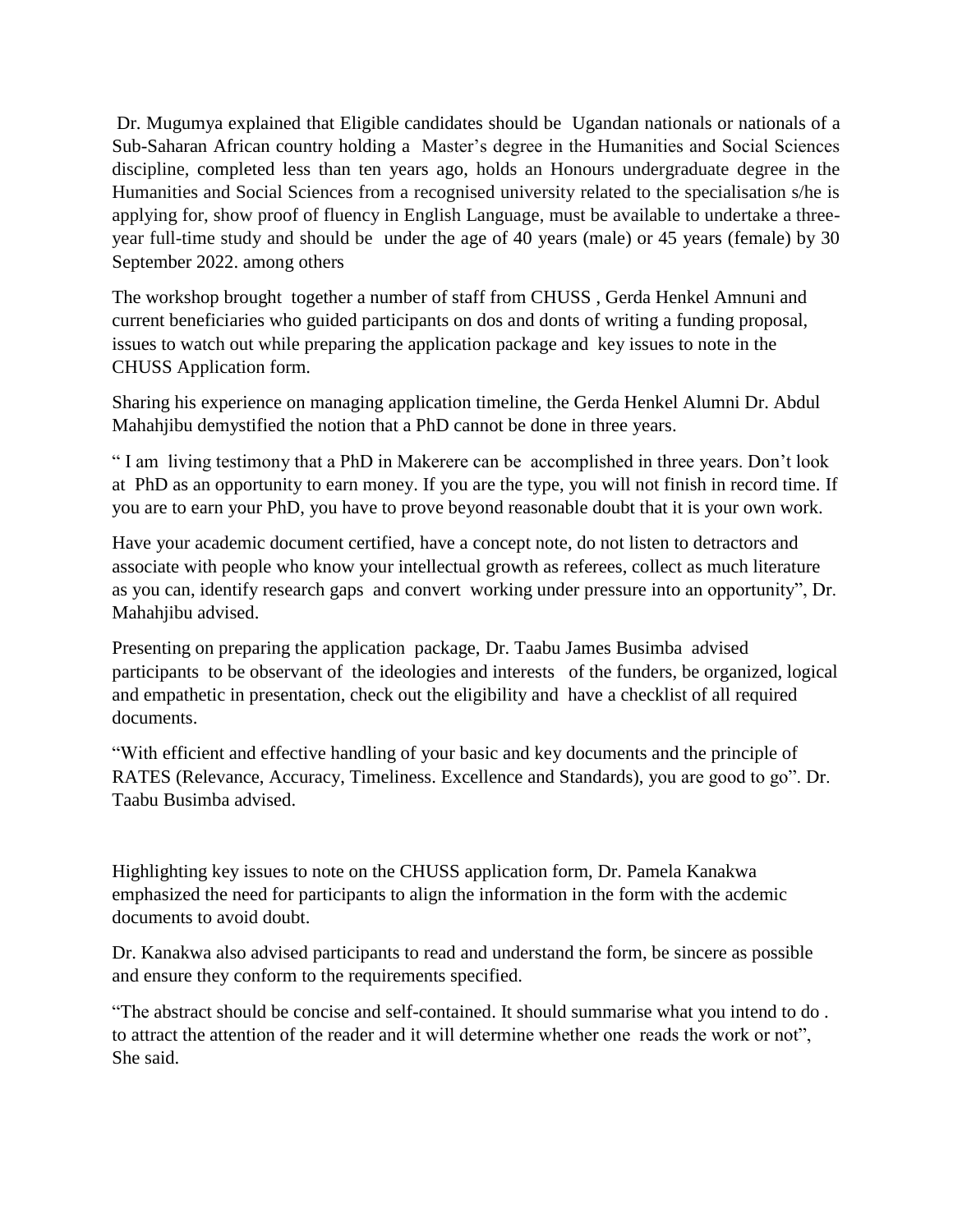Dr. Mugumya explained that Eligible candidates should be Ugandan nationals or nationals of a Sub-Saharan African country holding a Master's degree in the Humanities and Social Sciences discipline, completed less than ten years ago, holds an Honours undergraduate degree in the Humanities and Social Sciences from a recognised university related to the specialisation s/he is applying for, show proof of fluency in English Language, must be available to undertake a three-year full-time study and should be under the age of 40 years (male) or 45 years (female) by 30 September 2022. among others

The workshop brought together a number of staff from CHUSS , Gerda Henkel Amnuni and current beneficiaries who guided participants on dos and donts of writing a funding proposal, issues to watch out while preparing the application package and key issues to note in the CHUSS Application form.

Sharing his experience on managing application timeline, the Gerda Henkel Alumni Dr. Abdul Mahahjibu demystified the notion that a PhD cannot be done in three years.

" I am living testimony that a PhD in Makerere can be accomplished in three years. Don't look at PhD as an opportunity to earn money. If you are the type, you will not finish in record time. If you are to earn your PhD, you have to prove beyond reasonable doubt that it is your own work.

Have your academic document certified, have a concept note, do not listen to detractors and associate with people who know your intellectual growth as referees, collect as much literature as you can, identify research gaps and convert working under pressure into an opportunity", Dr. Mahahjibu advised.

Presenting on preparing the application package, Dr. Taabu James Busimba advised participants to be observant of the ideologies and interests of the funders, be organized, logical and empathetic in presentation, check out the eligibility and have a checklist of all required documents.

"With efficient and effective handling of your basic and key documents and the principle of RATES (Relevance, Accuracy, Timeliness. Excellence and Standards), you are good to go". Dr. Taabu Busimba advised.

Highlighting key issues to note on the CHUSS application form, Dr. Pamela Kanakwa emphasized the need for participants to align the information in the form with the acdemic documents to avoid doubt.

Dr. Kanakwa also advised participants to read and understand the form, be sincere as possible and ensure they conform to the requirements specified.

"The abstract should be concise and self-contained. It should summarise what you intend to do . to attract the attention of the reader and it will determine whether one reads the work or not", She said.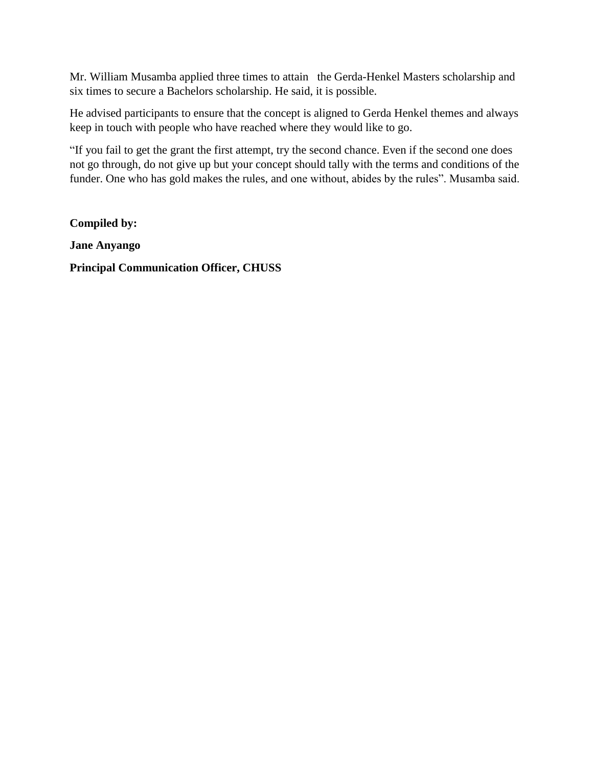Mr. William Musamba applied three times to attain the Gerda-Henkel Masters scholarship and six times to secure a Bachelors scholarship. He said, it is possible.

He advised participants to ensure that the concept is aligned to Gerda Henkel themes and always keep in touch with people who have reached where they would like to go.

"If you fail to get the grant the first attempt, try the second chance. Even if the second one does not go through, do not give up but your concept should tally with the terms and conditions of the funder. One who has gold makes the rules, and one without, abides by the rules". Musamba said.

**Compiled by:**

**Jane Anyango**

**Principal Communication Officer, CHUSS**